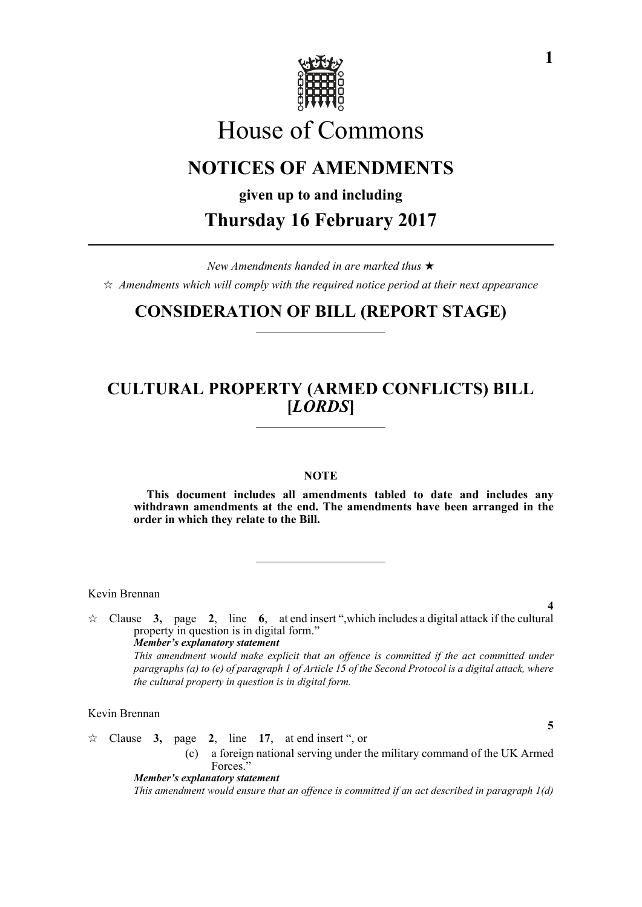# House of Commons

## NOTICES OF AMENDMENTS

**given up to and including**

## Thursday 16 February 2017

*New Amendments handed in are marked thus ★*

☆ *Amendments which will comply with the required notice period at their next appearance*

## CONSIDERATION OF BILL (REPORT STAGE)

## CULTURAL PROPERTY (ARMED CONFLICTS) BILL [*LORDS*]

**NOTE**

**This document includes all amendments tabled to date and includes any withdrawn amendments at the end. The amendments have been arranged in the order in which they relate to the Bill.**

Kevin Brennan

**4**

☆ Clause **3,** page **2**, line **6**, at end insert ",which includes a digital attack if the cultural property in question is in digital form."

***Member's explanatory statement***

*This amendment would make explicit that an offence is committed if the act committed under paragraphs (a) to (e) of paragraph 1 of Article 15 of the Second Protocol is a digital attack, where the cultural property in question is in digital form.*

Kevin Brennan

**5**

☆ Clause **3,** page **2**, line **17**, at end insert ", or

(c) a foreign national serving under the military command of the UK Armed Forces."

***Member's explanatory statement***

*This amendment would ensure that an offence is committed if an act described in paragraph 1(d)*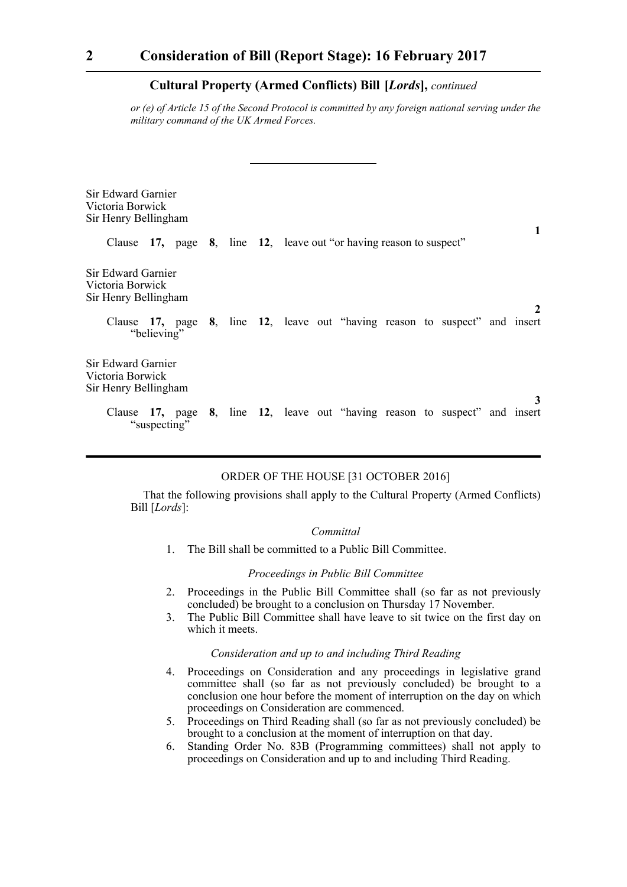## Cultural Property (Armed Conflicts) Bill [*Lords*], *continued*

*or (e) of Article 15 of the Second Protocol is committed by any foreign national serving under the military command of the UK Armed Forces.*

---

Sir Edward Garnier
Victoria Borwick
Sir Henry Bellingham

**1**

Clause **17,** page **8**, line **12**, leave out "or having reason to suspect"

Sir Edward Garnier
Victoria Borwick
Sir Henry Bellingham

**2**

Clause **17,** page **8**, line **12**, leave out "having reason to suspect" and insert "believing"

Sir Edward Garnier
Victoria Borwick
Sir Henry Bellingham

**3**

Clause **17,** page **8**, line **12**, leave out "having reason to suspect" and insert "suspecting"

---

ORDER OF THE HOUSE [31 OCTOBER 2016]

That the following provisions shall apply to the Cultural Property (Armed Conflicts) Bill [*Lords*]:

*Committal*

1. The Bill shall be committed to a Public Bill Committee.

*Proceedings in Public Bill Committee*

2. Proceedings in the Public Bill Committee shall (so far as not previously concluded) be brought to a conclusion on Thursday 17 November.
3. The Public Bill Committee shall have leave to sit twice on the first day on which it meets.

*Consideration and up to and including Third Reading*

4. Proceedings on Consideration and any proceedings in legislative grand committee shall (so far as not previously concluded) be brought to a conclusion one hour before the moment of interruption on the day on which proceedings on Consideration are commenced.
5. Proceedings on Third Reading shall (so far as not previously concluded) be brought to a conclusion at the moment of interruption on that day.
6. Standing Order No. 83B (Programming committees) shall not apply to proceedings on Consideration and up to and including Third Reading.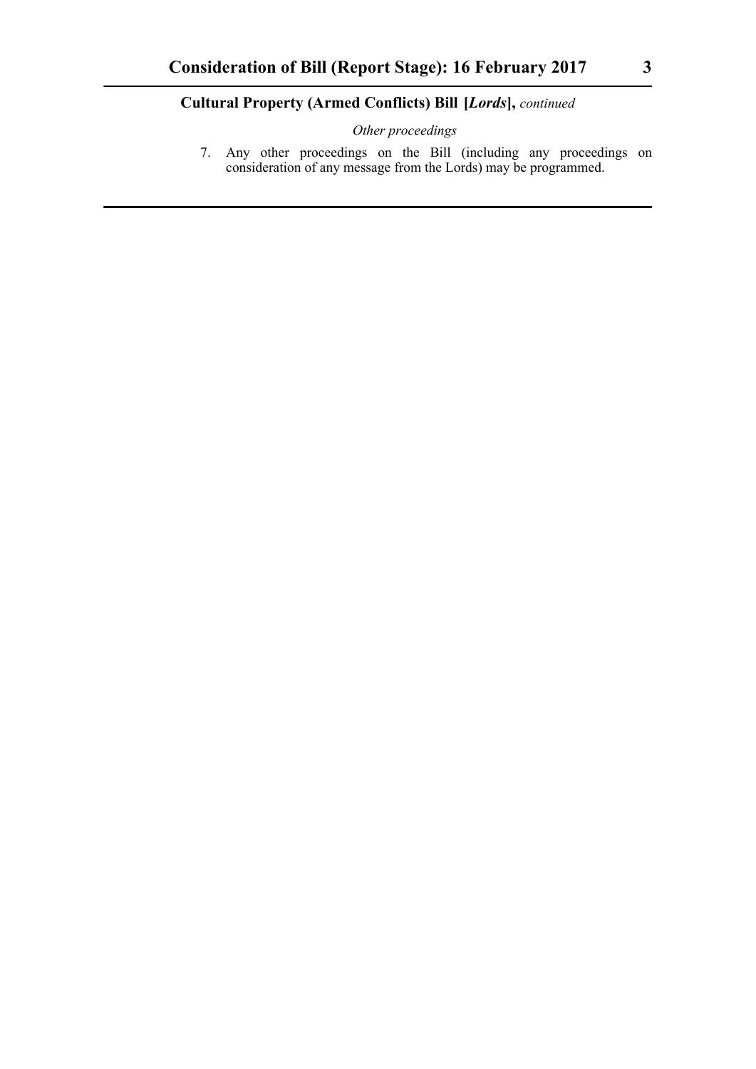**Cultural Property (Armed Conflicts) Bill [*Lords*],** *continued*

*Other proceedings*

7. Any other proceedings on the Bill (including any proceedings on consideration of any message from the Lords) may be programmed.